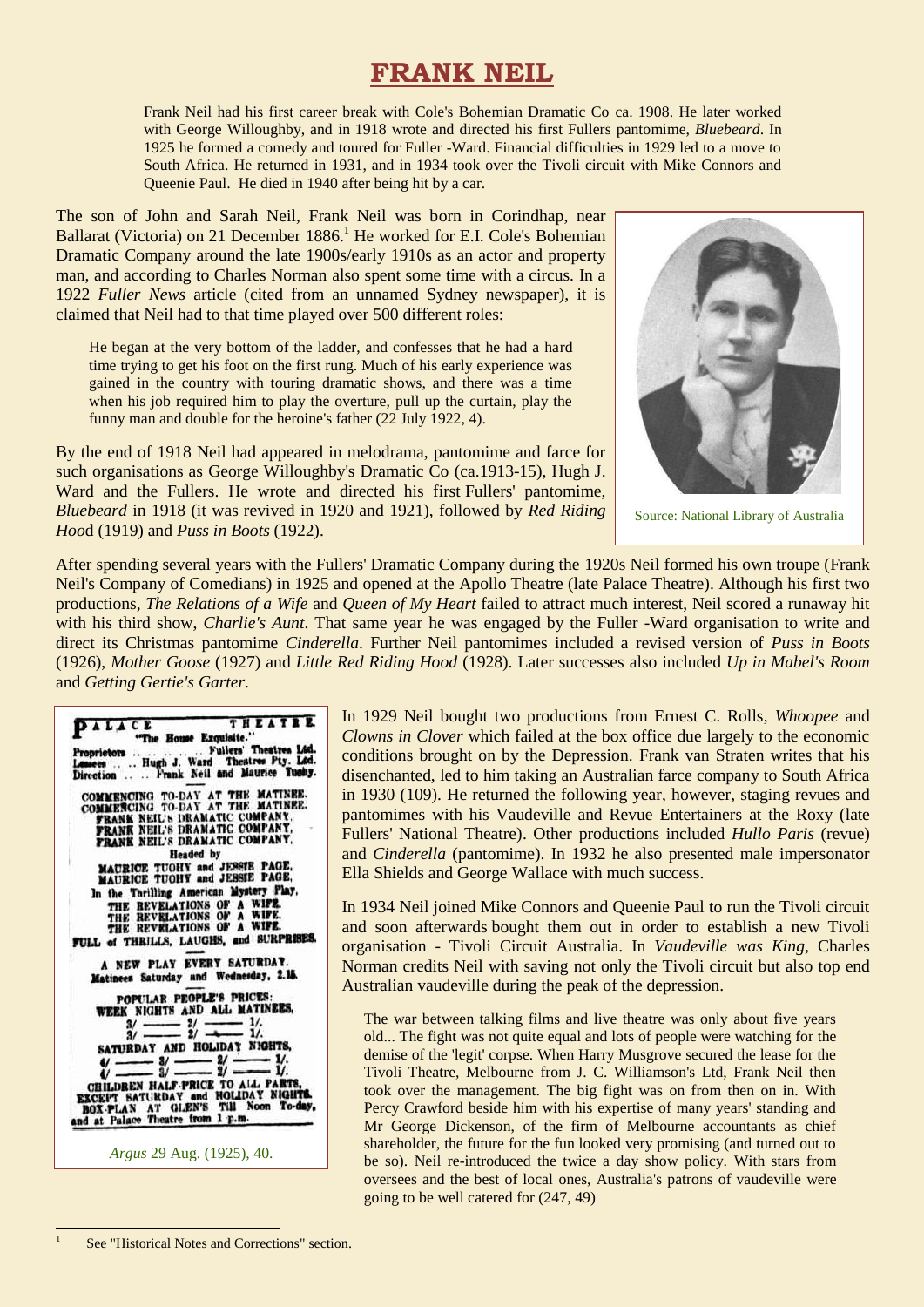# FRANK NEIL

Frank Neil had his first career break with Cole's Bohemian Dramatic Co ca. 1908. He later worked with George Willoughby, and in 1918 wrote and directed his first Fullers pantomime, *Bluebeard*. In 1925 he formed a comedy and toured for Fuller -Ward. Financial difficulties in 1929 led to a move to South Africa. He returned in 1931, and in 1934 took over the Tivoli circuit with Mike Connors and Queenie Paul. He died in 1940 after being hit by a car.

The son of John and Sarah Neil, Frank Neil was born in Corindhap, near Ballarat (Victoria) on 21 December 1886.[1] He worked for E.I. Cole's Bohemian Dramatic Company around the late 1900s/early 1910s as an actor and property man, and according to Charles Norman also spent some time with a circus. In a 1922 *Fuller News* article (cited from an unnamed Sydney newspaper), it is claimed that Neil had to that time played over 500 different roles:

> He began at the very bottom of the ladder, and confesses that he had a hard time trying to get his foot on the first rung. Much of his early experience was gained in the country with touring dramatic shows, and there was a time when his job required him to play the overture, pull up the curtain, play the funny man and double for the heroine's father (22 July 1922, 4).

Source: National Library of Australia

By the end of 1918 Neil had appeared in melodrama, pantomime and farce for such organisations as George Willoughby's Dramatic Co (ca.1913-15), Hugh J. Ward and the Fullers. He wrote and directed his first Fullers' pantomime, *Bluebeard* in 1918 (it was revived in 1920 and 1921), followed by *Red Riding Hood* (1919) and *Puss in Boots* (1922).

After spending several years with the Fullers' Dramatic Company during the 1920s Neil formed his own troupe (Frank Neil's Company of Comedians) in 1925 and opened at the Apollo Theatre (late Palace Theatre). Although his first two productions, *The Relations of a Wife* and *Queen of My Heart* failed to attract much interest, Neil scored a runaway hit with his third show, *Charlie's Aunt*. That same year he was engaged by the Fuller -Ward organisation to write and direct its Christmas pantomime *Cinderella*. Further Neil pantomimes included a revised version of *Puss in Boots* (1926), *Mother Goose* (1927) and *Little Red Riding Hood* (1928). Later successes also included *Up in Mabel's Room* and *Getting Gertie's Garter*.

PALACE THEATRE.
"The House Exquisite."
Proprietors .. .. .. .. .. Fullers' Theatres Ltd.
Lessees .. .. Hugh J. Ward Theatres Pty. Ltd.
Direction .. .. Frank Neil and Maurice Tuohy.

COMMENCING TO-DAY AT THE MATINEE.
COMMENCING TO-DAY AT THE MATINEE.
FRANK NEIL'S DRAMATIC COMPANY,
FRANK NEIL'S DRAMATIC COMPANY,
FRANK NEIL'S DRAMATIC COMPANY,
Headed by
MAURICE TUOHY and JESSIE PAGE,
MAURICE TUOHY and JESSIE PAGE,
In the Thrilling American Mystery Play,
THE REVELATIONS OF A WIFE.
THE REVELATIONS OF A WIFE.
THE REVELATIONS OF A WIFE.
FULL of THRILLS, LAUGHS, and SURPRISES.

A NEW PLAY EVERY SATURDAY.
Matinees Saturday and Wednesday, 2.15.

POPULAR PEOPLE'S PRICES:
WEEK NIGHTS AND ALL MATINEES,
3/ —— 2/ —— 1/.
3/ —— 2/ —— 1/.
SATURDAY AND HOLIDAY NIGHTS,
4/ —— 3/ —— 2/ —— 1/.
4/ —— 3/ —— 2/ —— 1/.
CHILDREN HALF-PRICE TO ALL PARTS, EXCEPT SATURDAY and HOLIDAY NIGHTS.
BOX-PLAN AT GLEN'S Till Noon To-day, and at Palace Theatre from 1 p.m.

*Argus* 29 Aug. (1925), 40.

In 1929 Neil bought two productions from Ernest C. Rolls, *Whoopee* and *Clowns in Clover* which failed at the box office due largely to the economic conditions brought on by the Depression. Frank van Straten writes that his disenchanted, led to him taking an Australian farce company to South Africa in 1930 (109). He returned the following year, however, staging revues and pantomimes with his Vaudeville and Revue Entertainers at the Roxy (late Fullers' National Theatre). Other productions included *Hullo Paris* (revue) and *Cinderella* (pantomime). In 1932 he also presented male impersonator Ella Shields and George Wallace with much success.

In 1934 Neil joined Mike Connors and Queenie Paul to run the Tivoli circuit and soon afterwards bought them out in order to establish a new Tivoli organisation - Tivoli Circuit Australia. In *Vaudeville was King*, Charles Norman credits Neil with saving not only the Tivoli circuit but also top end Australian vaudeville during the peak of the depression.

> The war between talking films and live theatre was only about five years old... The fight was not quite equal and lots of people were watching for the demise of the 'legit' corpse. When Harry Musgrove secured the lease for the Tivoli Theatre, Melbourne from J. C. Williamson's Ltd, Frank Neil then took over the management. The big fight was on from then on in. With Percy Crawford beside him with his expertise of many years' standing and Mr George Dickenson, of the firm of Melbourne accountants as chief shareholder, the future for the fun looked very promising (and turned out to be so). Neil re-introduced the twice a day show policy. With stars from oversees and the best of local ones, Australia's patrons of vaudeville were going to be well catered for (247, 49)

---

[1] See "Historical Notes and Corrections" section.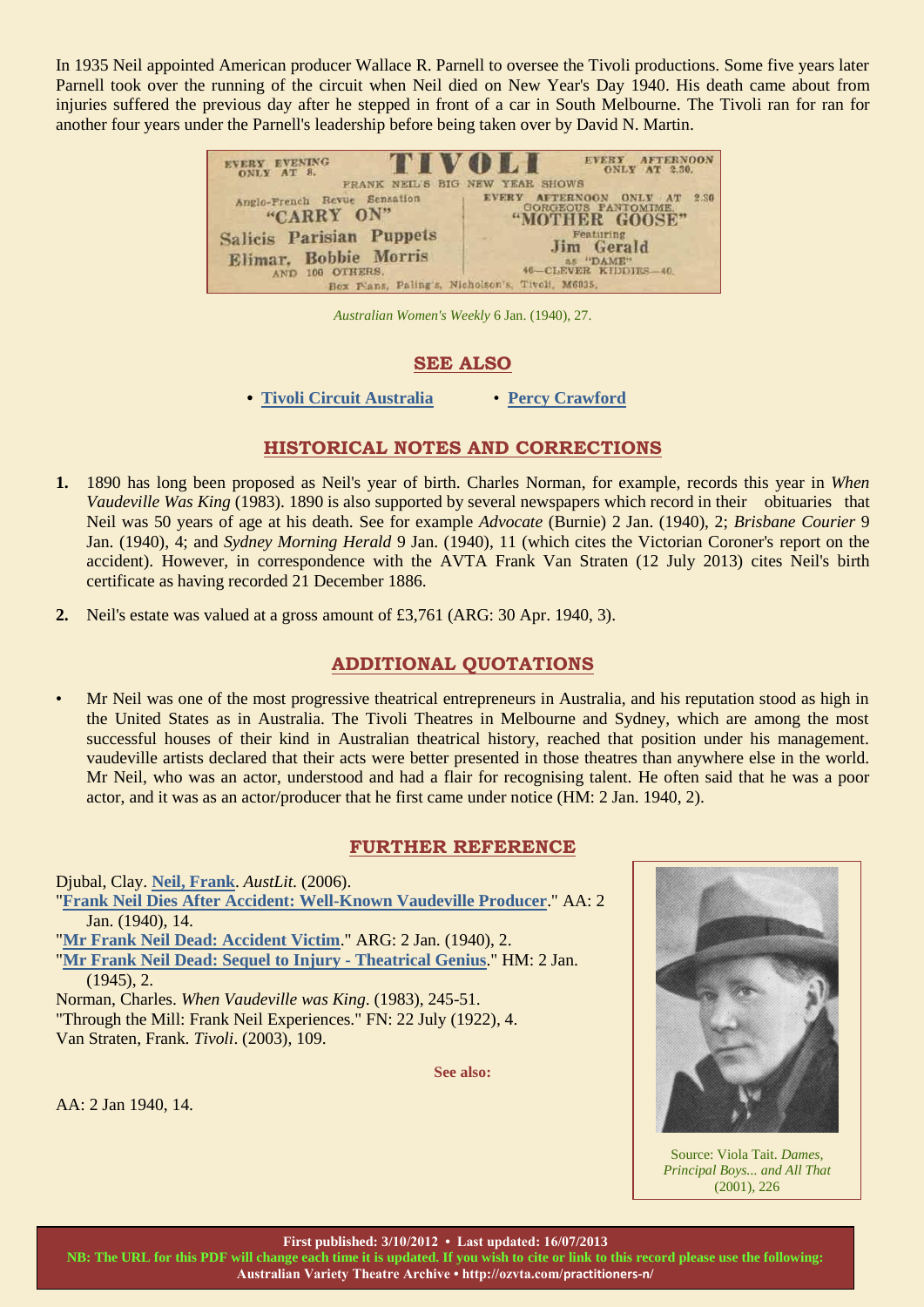In 1935 Neil appointed American producer Wallace R. Parnell to oversee the Tivoli productions. Some five years later Parnell took over the running of the circuit when Neil died on New Year's Day 1940. His death came about from injuries suffered the previous day after he stepped in front of a car in South Melbourne. The Tivoli ran for ran for another four years under the Parnell's leadership before being taken over by David N. Martin.

*Australian Women's Weekly* 6 Jan. (1940), 27.

## SEE ALSO

- **Tivoli Circuit Australia**
- **Percy Crawford**

## HISTORICAL NOTES AND CORRECTIONS

1. 1890 has long been proposed as Neil's year of birth. Charles Norman, for example, records this year in *When Vaudeville Was King* (1983). 1890 is also supported by several newspapers which record in their obituaries that Neil was 50 years of age at his death. See for example *Advocate* (Burnie) 2 Jan. (1940), 2; *Brisbane Courier* 9 Jan. (1940), 4; and *Sydney Morning Herald* 9 Jan. (1940), 11 (which cites the Victorian Coroner's report on the accident). However, in correspondence with the AVTA Frank Van Straten (12 July 2013) cites Neil's birth certificate as having recorded 21 December 1886.

2. Neil's estate was valued at a gross amount of £3,761 (ARG: 30 Apr. 1940, 3).

## ADDITIONAL QUOTATIONS

- Mr Neil was one of the most progressive theatrical entrepreneurs in Australia, and his reputation stood as high in the United States as in Australia. The Tivoli Theatres in Melbourne and Sydney, which are among the most successful houses of their kind in Australian theatrical history, reached that position under his management. vaudeville artists declared that their acts were better presented in those theatres than anywhere else in the world. Mr Neil, who was an actor, understood and had a flair for recognising talent. He often said that he was a poor actor, and it was as an actor/producer that he first came under notice (HM: 2 Jan. 1940, 2).

## FURTHER REFERENCE

Djubal, Clay. **Neil, Frank**. *AustLit.* (2006).
"**Frank Neil Dies After Accident: Well-Known Vaudeville Producer**." AA: 2 Jan. (1940), 14.
"**Mr Frank Neil Dead: Accident Victim**." ARG: 2 Jan. (1940), 2.
"**Mr Frank Neil Dead: Sequel to Injury - Theatrical Genius**." HM: 2 Jan. (1945), 2.
Norman, Charles. *When Vaudeville was King*. (1983), 245-51.
"Through the Mill: Frank Neil Experiences." FN: 22 July (1922), 4.
Van Straten, Frank. *Tivoli*. (2003), 109.

**See also:**

AA: 2 Jan 1940, 14.

Source: Viola Tait. *Dames, Principal Boys... and All That* (2001), 226

**First published: 3/10/2012 • Last updated: 16/07/2013**
**NB: The URL for this PDF will change each time it is updated. If you wish to cite or link to this record please use the following: Australian Variety Theatre Archive • http://ozvta.com/practitioners-n/**